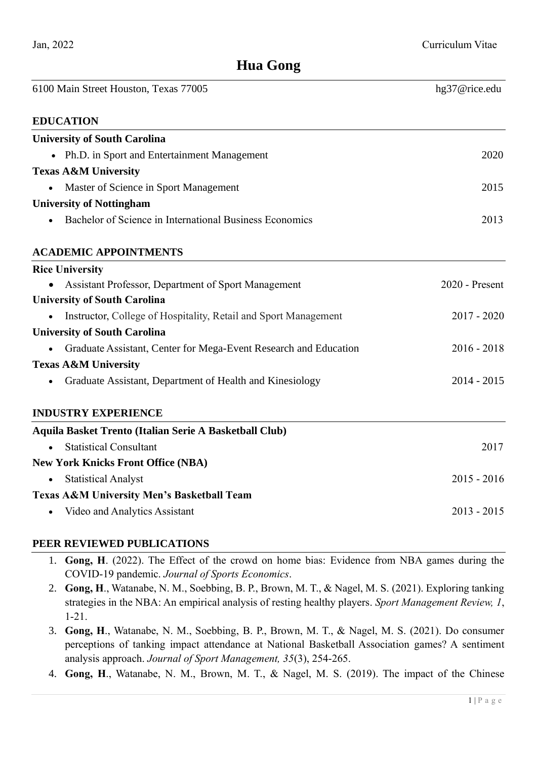Jan, 2022 Curriculum Vitae

# Hua Gong

6100 Main Street Houston, Texas 77005 hg37@rice.edu

## EDUCATION

**University of South Carolina**

- Ph.D. in Sport and Entertainment Management 2020

**Texas A&M University**

- Master of Science in Sport Management 2015

**University of Nottingham**

- Bachelor of Science in International Business Economics 2013

## ACADEMIC APPOINTMENTS

**Rice University**

- Assistant Professor, Department of Sport Management 2020 - Present

**University of South Carolina**

- Instructor, College of Hospitality, Retail and Sport Management 2017 - 2020

**University of South Carolina**

- Graduate Assistant, Center for Mega-Event Research and Education 2016 - 2018

**Texas A&M University**

- Graduate Assistant, Department of Health and Kinesiology 2014 - 2015

## INDUSTRY EXPERIENCE

**Aquila Basket Trento (Italian Serie A Basketball Club)**

- Statistical Consultant 2017

**New York Knicks Front Office (NBA)**

- Statistical Analyst 2015 - 2016

**Texas A&M University Men's Basketball Team**

- Video and Analytics Assistant 2013 - 2015

## PEER REVIEWED PUBLICATIONS

1. **Gong, H**. (2022). The Effect of the crowd on home bias: Evidence from NBA games during the COVID-19 pandemic. *Journal of Sports Economics*.
2. **Gong, H**., Watanabe, N. M., Soebbing, B. P., Brown, M. T., & Nagel, M. S. (2021). Exploring tanking strategies in the NBA: An empirical analysis of resting healthy players. *Sport Management Review, 1*, 1-21.
3. **Gong, H**., Watanabe, N. M., Soebbing, B. P., Brown, M. T., & Nagel, M. S. (2021). Do consumer perceptions of tanking impact attendance at National Basketball Association games? A sentiment analysis approach. *Journal of Sport Management, 35*(3), 254-265.
4. **Gong, H**., Watanabe, N. M., Brown, M. T., & Nagel, M. S. (2019). The impact of the Chinese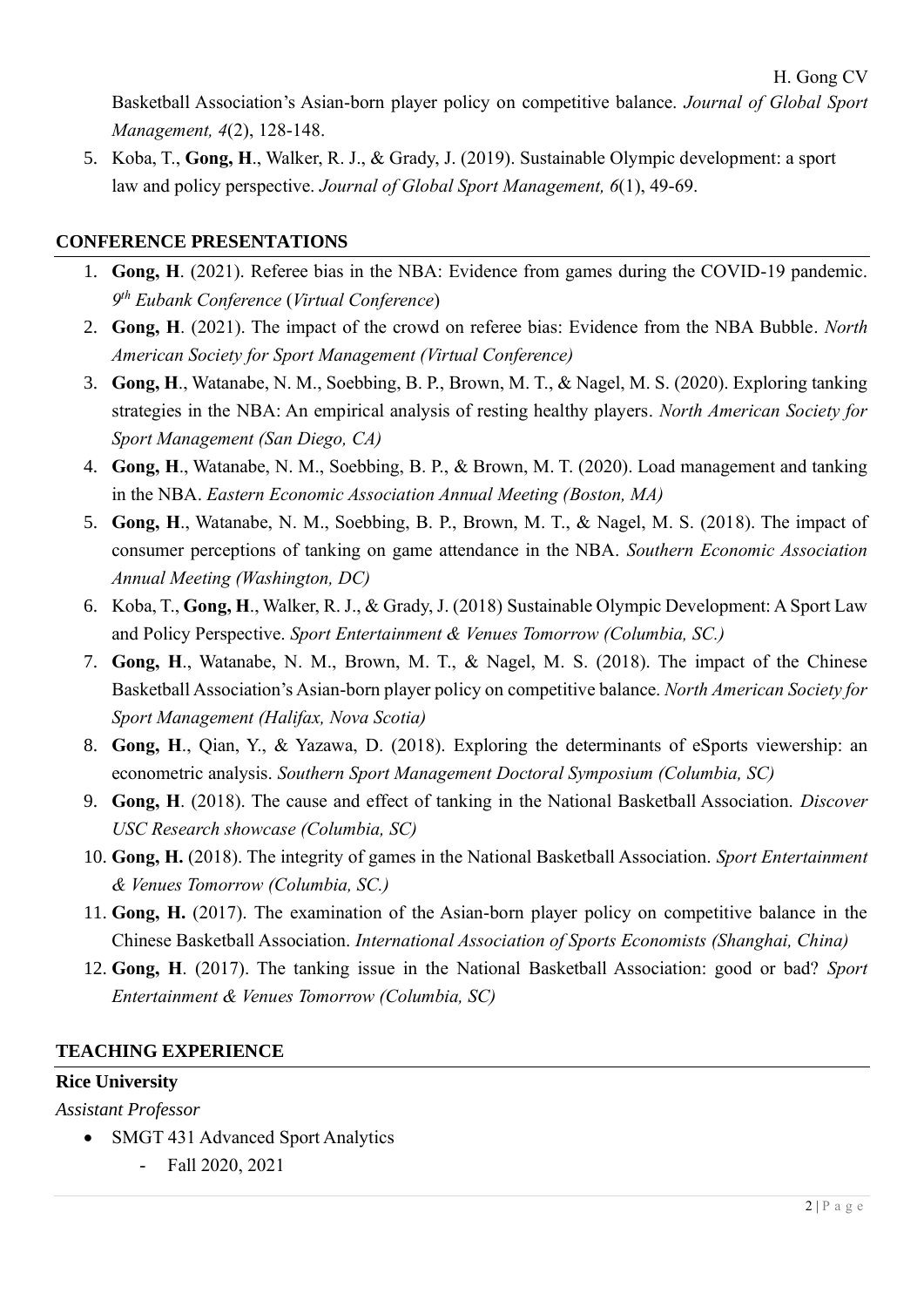Basketball Association's Asian-born player policy on competitive balance. *Journal of Global Sport Management, 4*(2), 128-148.

5. Koba, T., **Gong, H**., Walker, R. J., & Grady, J. (2019). Sustainable Olympic development: a sport law and policy perspective. *Journal of Global Sport Management, 6*(1), 49-69.

## CONFERENCE PRESENTATIONS

1. **Gong, H**. (2021). Referee bias in the NBA: Evidence from games during the COVID-19 pandemic. *9th Eubank Conference* (*Virtual Conference*)
2. **Gong, H**. (2021). The impact of the crowd on referee bias: Evidence from the NBA Bubble. *North American Society for Sport Management (Virtual Conference)*
3. **Gong, H**., Watanabe, N. M., Soebbing, B. P., Brown, M. T., & Nagel, M. S. (2020). Exploring tanking strategies in the NBA: An empirical analysis of resting healthy players. *North American Society for Sport Management (San Diego, CA)*
4. **Gong, H**., Watanabe, N. M., Soebbing, B. P., & Brown, M. T. (2020). Load management and tanking in the NBA. *Eastern Economic Association Annual Meeting (Boston, MA)*
5. **Gong, H**., Watanabe, N. M., Soebbing, B. P., Brown, M. T., & Nagel, M. S. (2018). The impact of consumer perceptions of tanking on game attendance in the NBA. *Southern Economic Association Annual Meeting (Washington, DC)*
6. Koba, T., **Gong, H**., Walker, R. J., & Grady, J. (2018) Sustainable Olympic Development: A Sport Law and Policy Perspective. *Sport Entertainment & Venues Tomorrow (Columbia, SC.)*
7. **Gong, H**., Watanabe, N. M., Brown, M. T., & Nagel, M. S. (2018). The impact of the Chinese Basketball Association's Asian-born player policy on competitive balance. *North American Society for Sport Management (Halifax, Nova Scotia)*
8. **Gong, H**., Qian, Y., & Yazawa, D. (2018). Exploring the determinants of eSports viewership: an econometric analysis. *Southern Sport Management Doctoral Symposium (Columbia, SC)*
9. **Gong, H**. (2018). The cause and effect of tanking in the National Basketball Association. *Discover USC Research showcase (Columbia, SC)*
10. **Gong, H.** (2018). The integrity of games in the National Basketball Association. *Sport Entertainment & Venues Tomorrow (Columbia, SC.)*
11. **Gong, H.** (2017). The examination of the Asian-born player policy on competitive balance in the Chinese Basketball Association. *International Association of Sports Economists (Shanghai, China)*
12. **Gong, H**. (2017). The tanking issue in the National Basketball Association: good or bad? *Sport Entertainment & Venues Tomorrow (Columbia, SC)*

## TEACHING EXPERIENCE

**Rice University**

*Assistant Professor*

- SMGT 431 Advanced Sport Analytics
  - Fall 2020, 2021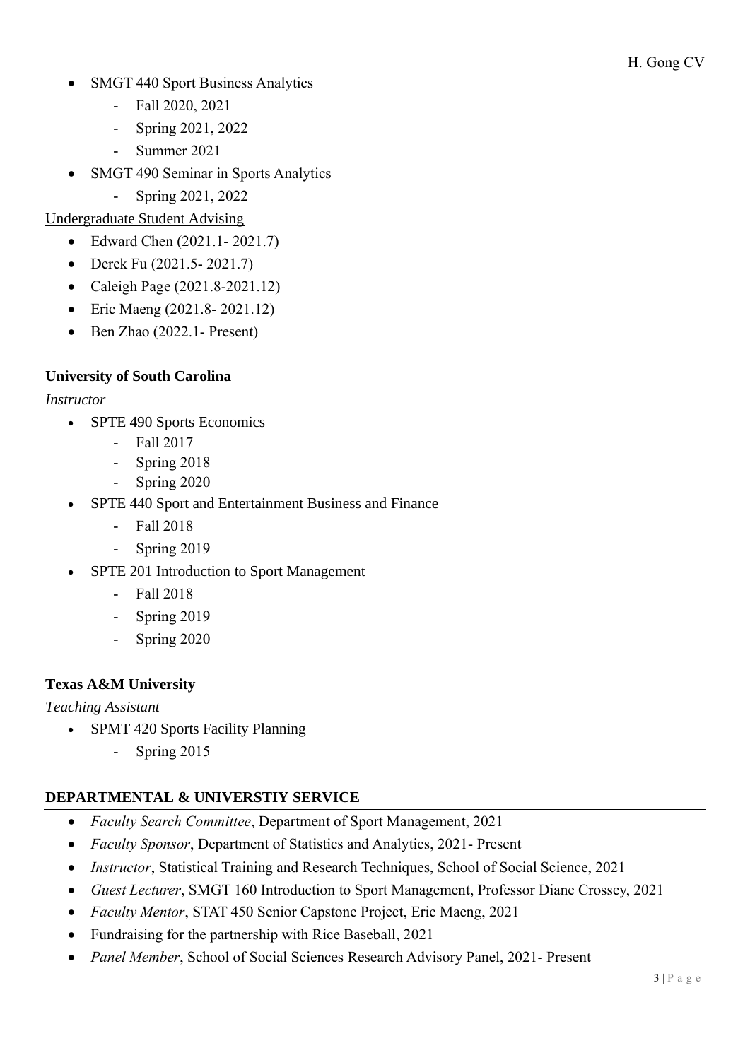- SMGT 440 Sport Business Analytics
    - Fall 2020, 2021
    - Spring 2021, 2022
    - Summer 2021
- SMGT 490 Seminar in Sports Analytics
    - Spring 2021, 2022

Undergraduate Student Advising

- Edward Chen (2021.1- 2021.7)
- Derek Fu (2021.5- 2021.7)
- Caleigh Page (2021.8-2021.12)
- Eric Maeng (2021.8- 2021.12)
- Ben Zhao (2022.1- Present)

**University of South Carolina**

*Instructor*

- SPTE 490 Sports Economics
    - Fall 2017
    - Spring 2018
    - Spring 2020
- SPTE 440 Sport and Entertainment Business and Finance
    - Fall 2018
    - Spring 2019
- SPTE 201 Introduction to Sport Management
    - Fall 2018
    - Spring 2019
    - Spring 2020

**Texas A&M University**

*Teaching Assistant*

- SPMT 420 Sports Facility Planning
    - Spring 2015

## DEPARTMENTAL & UNIVERSTIY SERVICE

- *Faculty Search Committee*, Department of Sport Management, 2021
- *Faculty Sponsor*, Department of Statistics and Analytics, 2021- Present
- *Instructor*, Statistical Training and Research Techniques, School of Social Science, 2021
- *Guest Lecturer*, SMGT 160 Introduction to Sport Management, Professor Diane Crossey, 2021
- *Faculty Mentor*, STAT 450 Senior Capstone Project, Eric Maeng, 2021
- Fundraising for the partnership with Rice Baseball, 2021
- *Panel Member*, School of Social Sciences Research Advisory Panel, 2021- Present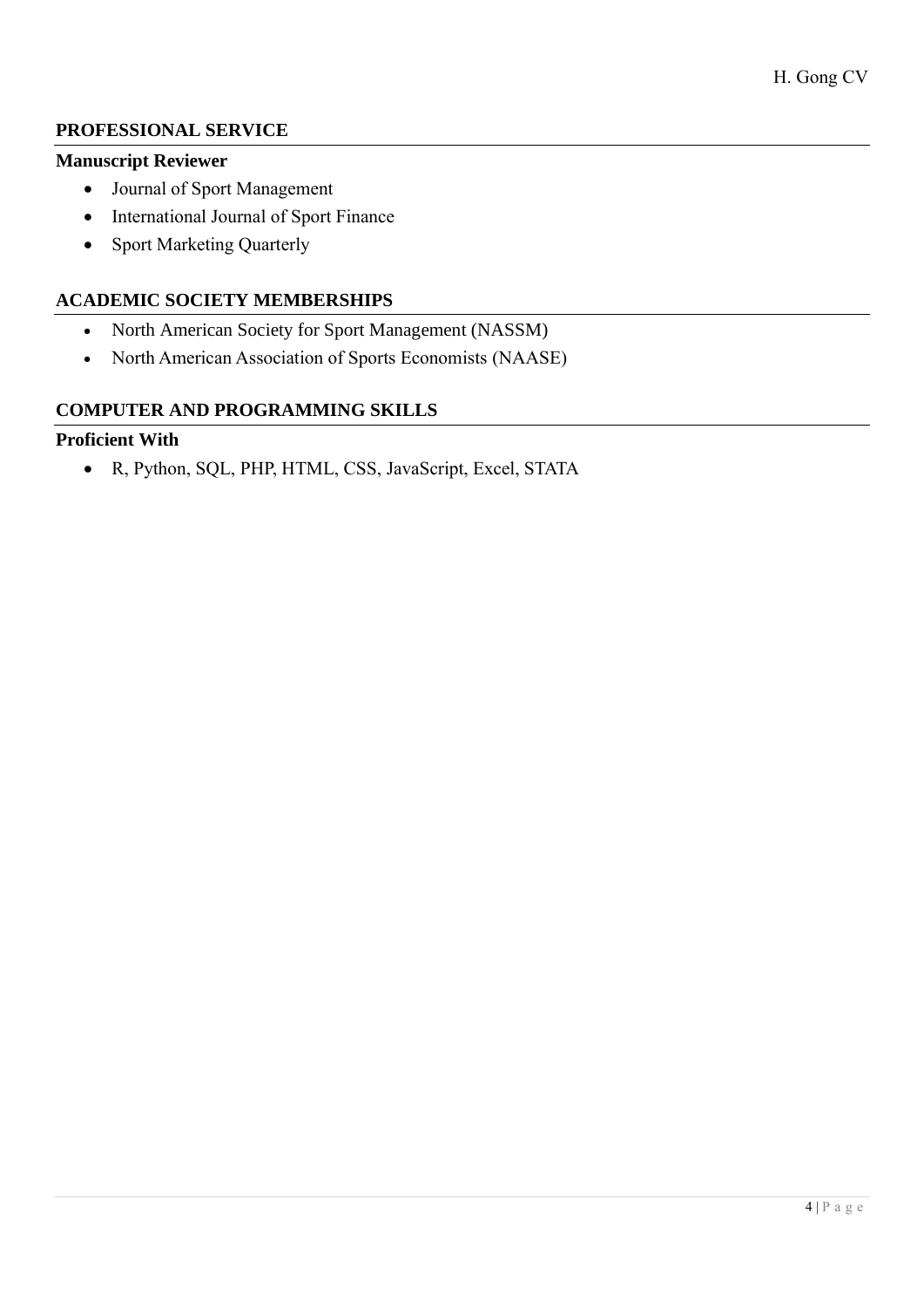## PROFESSIONAL SERVICE

### Manuscript Reviewer

- Journal of Sport Management
- International Journal of Sport Finance
- Sport Marketing Quarterly

## ACADEMIC SOCIETY MEMBERSHIPS

- North American Society for Sport Management (NASSM)
- North American Association of Sports Economists (NAASE)

## COMPUTER AND PROGRAMMING SKILLS

### Proficient With

- R, Python, SQL, PHP, HTML, CSS, JavaScript, Excel, STATA